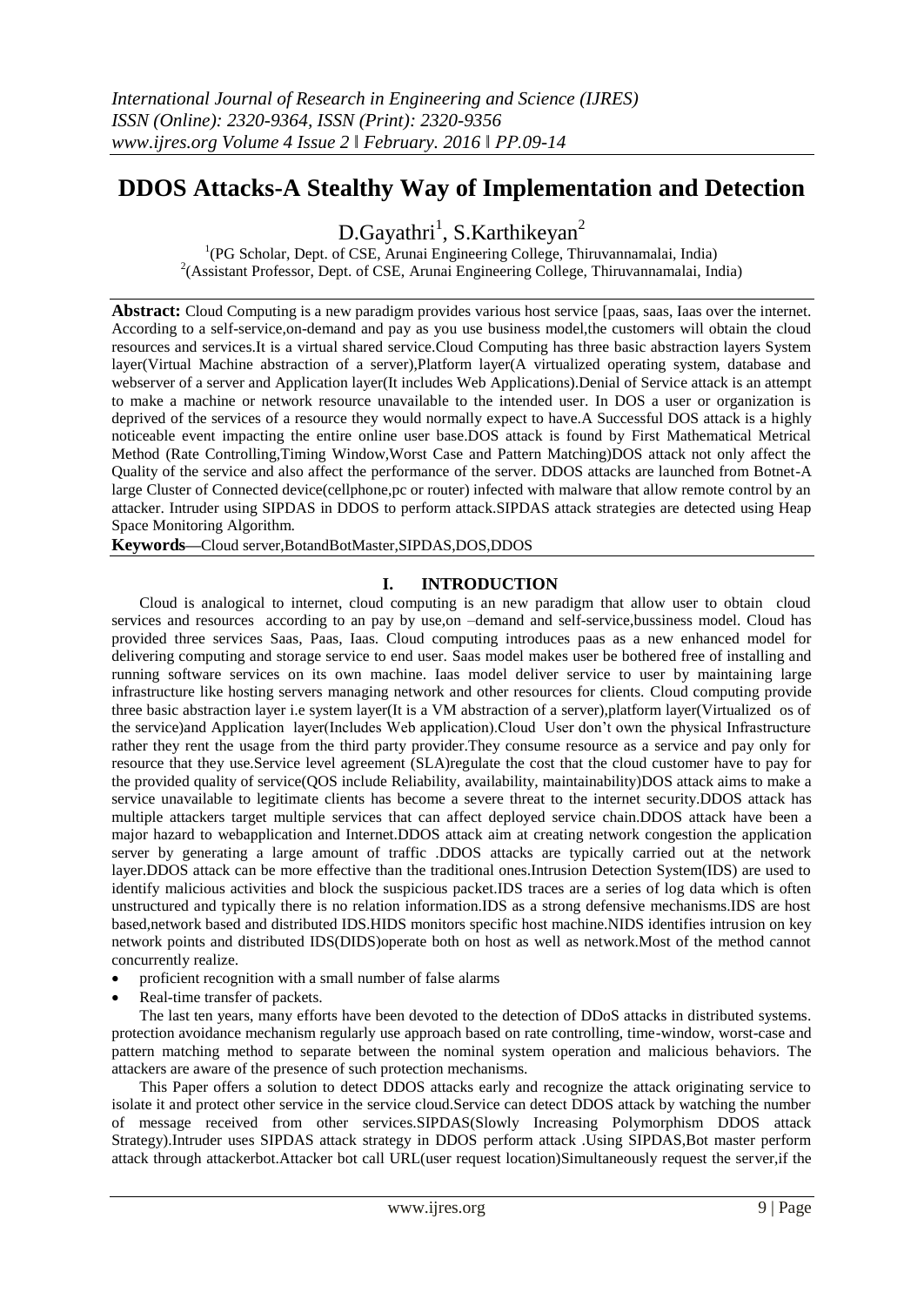# DDOS Attacks-A Stealthy Way of Implementation and Detection

D.Gayathri[1], S.Karthikeyan[2]

[1](PG Scholar, Dept. of CSE, Arunai Engineering College, Thiruvannamalai, India)
[2](Assistant Professor, Dept. of CSE, Arunai Engineering College, Thiruvannamalai, India)

**Abstract:** Cloud Computing is a new paradigm provides various host service [paas, saas, Iaas over the internet. According to a self-service,on-demand and pay as you use business model,the customers will obtain the cloud resources and services.It is a virtual shared service.Cloud Computing has three basic abstraction layers System layer(Virtual Machine abstraction of a server),Platform layer(A virtualized operating system, database and webserver of a server and Application layer(It includes Web Applications).Denial of Service attack is an attempt to make a machine or network resource unavailable to the intended user. In DOS a user or organization is deprived of the services of a resource they would normally expect to have.A Successful DOS attack is a highly noticeable event impacting the entire online user base.DOS attack is found by First Mathematical Metrical Method (Rate Controlling,Timing Window,Worst Case and Pattern Matching)DOS attack not only affect the Quality of the service and also affect the performance of the server. DDOS attacks are launched from Botnet-A large Cluster of Connected device(cellphone,pc or router) infected with malware that allow remote control by an attacker. Intruder using SIPDAS in DDOS to perform attack.SIPDAS attack strategies are detected using Heap Space Monitoring Algorithm.

**Keywords**—Cloud server,BotandBotMaster,SIPDAS,DOS,DDOS

## I. INTRODUCTION

Cloud is analogical to internet, cloud computing is an new paradigm that allow user to obtain cloud services and resources according to an pay by use,on –demand and self-service,bussiness model. Cloud has provided three services Saas, Paas, Iaas. Cloud computing introduces paas as a new enhanced model for delivering computing and storage service to end user. Saas model makes user be bothered free of installing and running software services on its own machine. Iaas model deliver service to user by maintaining large infrastructure like hosting servers managing network and other resources for clients. Cloud computing provide three basic abstraction layer i.e system layer(It is a VM abstraction of a server),platform layer(Virtualized os of the service)and Application layer(Includes Web application).Cloud User don't own the physical Infrastructure rather they rent the usage from the third party provider.They consume resource as a service and pay only for resource that they use.Service level agreement (SLA)regulate the cost that the cloud customer have to pay for the provided quality of service(QOS include Reliability, availability, maintainability)DOS attack aims to make a service unavailable to legitimate clients has become a severe threat to the internet security.DDOS attack has multiple attackers target multiple services that can affect deployed service chain.DDOS attack have been a major hazard to webapplication and Internet.DDOS attack aim at creating network congestion the application server by generating a large amount of traffic .DDOS attacks are typically carried out at the network layer.DDOS attack can be more effective than the traditional ones.Intrusion Detection System(IDS) are used to identify malicious activities and block the suspicious packet.IDS traces are a series of log data which is often unstructured and typically there is no relation information.IDS as a strong defensive mechanisms.IDS are host based,network based and distributed IDS.HIDS monitors specific host machine.NIDS identifies intrusion on key network points and distributed IDS(DIDS)operate both on host as well as network.Most of the method cannot concurrently realize.

- proficient recognition with a small number of false alarms
- Real-time transfer of packets.

The last ten years, many efforts have been devoted to the detection of DDoS attacks in distributed systems. protection avoidance mechanism regularly use approach based on rate controlling, time-window, worst-case and pattern matching method to separate between the nominal system operation and malicious behaviors. The attackers are aware of the presence of such protection mechanisms.

This Paper offers a solution to detect DDOS attacks early and recognize the attack originating service to isolate it and protect other service in the service cloud.Service can detect DDOS attack by watching the number of message received from other services.SIPDAS(Slowly Increasing Polymorphism DDOS attack Strategy).Intruder uses SIPDAS attack strategy in DDOS perform attack .Using SIPDAS,Bot master perform attack through attackerbot.Attacker bot call URL(user request location)Simultaneously request the server,if the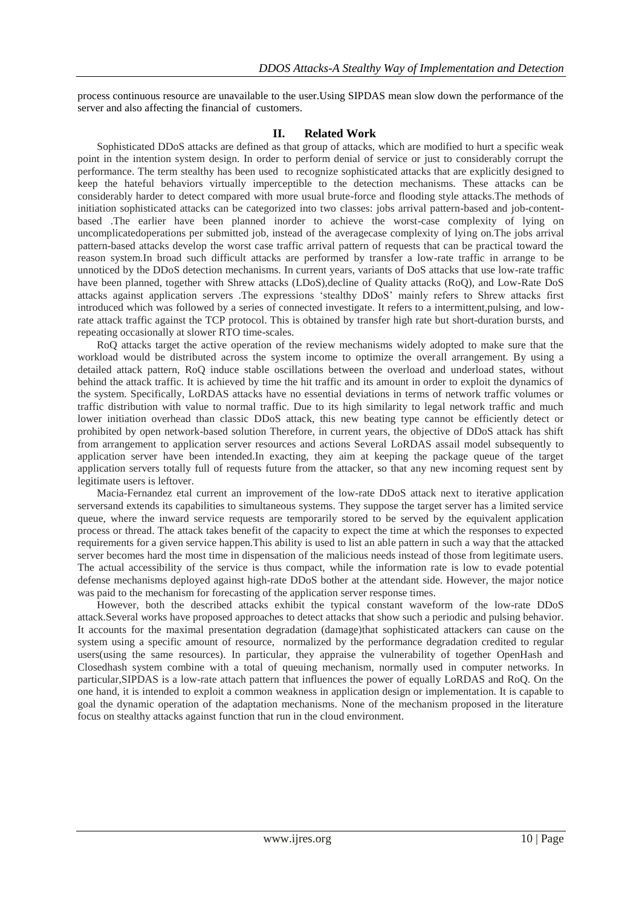process continuous resource are unavailable to the user.Using SIPDAS mean slow down the performance of the server and also affecting the financial of customers.

## II. Related Work

Sophisticated DDoS attacks are defined as that group of attacks, which are modified to hurt a specific weak point in the intention system design. In order to perform denial of service or just to considerably corrupt the performance. The term stealthy has been used to recognize sophisticated attacks that are explicitly designed to keep the hateful behaviors virtually imperceptible to the detection mechanisms. These attacks can be considerably harder to detect compared with more usual brute-force and flooding style attacks.The methods of initiation sophisticated attacks can be categorized into two classes: jobs arrival pattern-based and job-content-based .The earlier have been planned inorder to achieve the worst-case complexity of lying on uncomplicatedoperations per submitted job, instead of the averagecase complexity of lying on.The jobs arrival pattern-based attacks develop the worst case traffic arrival pattern of requests that can be practical toward the reason system.In broad such difficult attacks are performed by transfer a low-rate traffic in arrange to be unnoticed by the DDoS detection mechanisms. In current years, variants of DoS attacks that use low-rate traffic have been planned, together with Shrew attacks (LDoS),decline of Quality attacks (RoQ), and Low-Rate DoS attacks against application servers .The expressions 'stealthy DDoS' mainly refers to Shrew attacks first introduced which was followed by a series of connected investigate. It refers to a intermittent,pulsing, and low-rate attack traffic against the TCP protocol. This is obtained by transfer high rate but short-duration bursts, and repeating occasionally at slower RTO time-scales.

RoQ attacks target the active operation of the review mechanisms widely adopted to make sure that the workload would be distributed across the system income to optimize the overall arrangement. By using a detailed attack pattern, RoQ induce stable oscillations between the overload and underload states, without behind the attack traffic. It is achieved by time the hit traffic and its amount in order to exploit the dynamics of the system. Specifically, LoRDAS attacks have no essential deviations in terms of network traffic volumes or traffic distribution with value to normal traffic. Due to its high similarity to legal network traffic and much lower initiation overhead than classic DDoS attack, this new beating type cannot be efficiently detect or prohibited by open network-based solution Therefore, in current years, the objective of DDoS attack has shift from arrangement to application server resources and actions Several LoRDAS assail model subsequently to application server have been intended.In exacting, they aim at keeping the package queue of the target application servers totally full of requests future from the attacker, so that any new incoming request sent by legitimate users is leftover.

Macia-Fernandez etal current an improvement of the low-rate DDoS attack next to iterative application serversand extends its capabilities to simultaneous systems. They suppose the target server has a limited service queue, where the inward service requests are temporarily stored to be served by the equivalent application process or thread. The attack takes benefit of the capacity to expect the time at which the responses to expected requirements for a given service happen.This ability is used to list an able pattern in such a way that the attacked server becomes hard the most time in dispensation of the malicious needs instead of those from legitimate users. The actual accessibility of the service is thus compact, while the information rate is low to evade potential defense mechanisms deployed against high-rate DDoS bother at the attendant side. However, the major notice was paid to the mechanism for forecasting of the application server response times.

However, both the described attacks exhibit the typical constant waveform of the low-rate DDoS attack.Several works have proposed approaches to detect attacks that show such a periodic and pulsing behavior. It accounts for the maximal presentation degradation (damage)that sophisticated attackers can cause on the system using a specific amount of resource, normalized by the performance degradation credited to regular users(using the same resources). In particular, they appraise the vulnerability of together OpenHash and Closedhash system combine with a total of queuing mechanism, normally used in computer networks. In particular,SIPDAS is a low-rate attach pattern that influences the power of equally LoRDAS and RoQ. On the one hand, it is intended to exploit a common weakness in application design or implementation. It is capable to goal the dynamic operation of the adaptation mechanisms. None of the mechanism proposed in the literature focus on stealthy attacks against function that run in the cloud environment.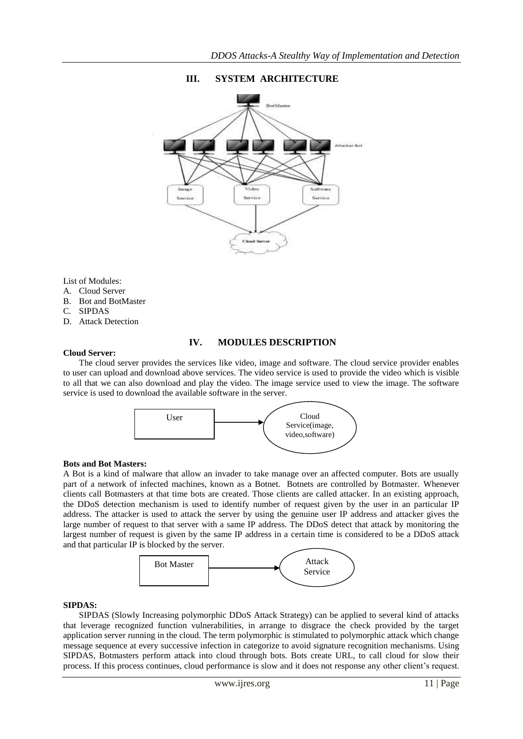## III. SYSTEM ARCHITECTURE

List of Modules:

A. Cloud Server
B. Bot and BotMaster
C. SIPDAS
D. Attack Detection

## IV. MODULES DESCRIPTION

**Cloud Server:**

The cloud server provides the services like video, image and software. The cloud service provider enables to user can upload and download above services. The video service is used to provide the video which is visible to all that we can also download and play the video. The image service used to view the image. The software service is used to download the available software in the server.

**Bots and Bot Masters:**

A Bot is a kind of malware that allow an invader to take manage over an affected computer. Bots are usually part of a network of infected machines, known as a Botnet. Botnets are controlled by Botmaster. Whenever clients call Botmasters at that time bots are created. Those clients are called attacker. In an existing approach, the DDoS detection mechanism is used to identify number of request given by the user in an particular IP address. The attacker is used to attack the server by using the genuine user IP address and attacker gives the large number of request to that server with a same IP address. The DDoS detect that attack by monitoring the largest number of request is given by the same IP address in a certain time is considered to be a DDoS attack and that particular IP is blocked by the server.

**SIPDAS:**

SIPDAS (Slowly Increasing polymorphic DDoS Attack Strategy) can be applied to several kind of attacks that leverage recognized function vulnerabilities, in arrange to disgrace the check provided by the target application server running in the cloud. The term polymorphic is stimulated to polymorphic attack which change message sequence at every successive infection in categorize to avoid signature recognition mechanisms. Using SIPDAS, Botmasters perform attack into cloud through bots. Bots create URL, to call cloud for slow their process. If this process continues, cloud performance is slow and it does not response any other client's request.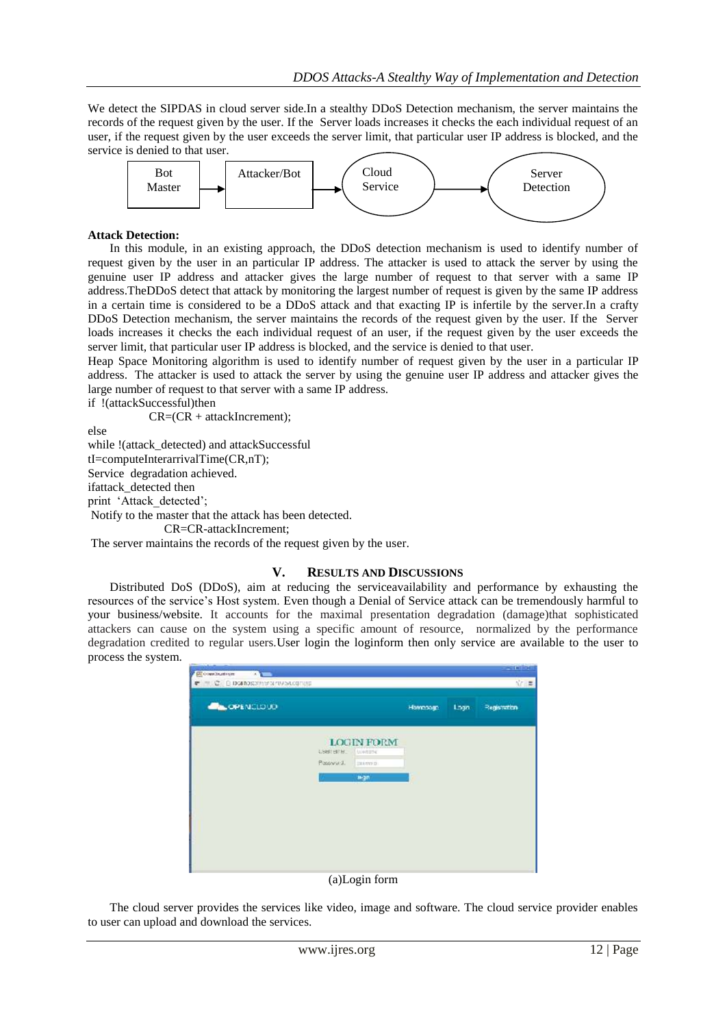We detect the SIPDAS in cloud server side.In a stealthy DDoS Detection mechanism, the server maintains the records of the request given by the user. If the Server loads increases it checks the each individual request of an user, if the request given by the user exceeds the server limit, that particular user IP address is blocked, and the service is denied to that user.

Bot Master → Attacker/Bot → Cloud Service → Server Detection

**Attack Detection:**

In this module, in an existing approach, the DDoS detection mechanism is used to identify number of request given by the user in an particular IP address. The attacker is used to attack the server by using the genuine user IP address and attacker gives the large number of request to that server with a same IP address.TheDDoS detect that attack by monitoring the largest number of request is given by the same IP address in a certain time is considered to be a DDoS attack and that exacting IP is infertile by the server.In a crafty DDoS Detection mechanism, the server maintains the records of the request given by the user. If the Server loads increases it checks the each individual request of an user, if the request given by the user exceeds the server limit, that particular user IP address is blocked, and the service is denied to that user.

Heap Space Monitoring algorithm is used to identify number of request given by the user in a particular IP address. The attacker is used to attack the server by using the genuine user IP address and attacker gives the large number of request to that server with a same IP address.

```
if !(attackSuccessful)then
        CR=(CR + attackIncrement);
else
while !(attack_detected) and attackSuccessful
tI=computeInterarrivalTime(CR,nT);
Service degradation achieved.
ifattack_detected then
print 'Attack_detected';
 Notify to the master that the attack has been detected.
          CR=CR-attackIncrement;
 The server maintains the records of the request given by the user.
```

## V. RESULTS AND DISCUSSIONS

Distributed DoS (DDoS), aim at reducing the serviceavailability and performance by exhausting the resources of the service's Host system. Even though a Denial of Service attack can be tremendously harmful to your business/website. It accounts for the maximal presentation degradation (damage)that sophisticated attackers can cause on the system using a specific amount of resource, normalized by the performance degradation credited to regular users.User login the loginform then only service are available to the user to process the system.

(a)Login form

The cloud server provides the services like video, image and software. The cloud service provider enables to user can upload and download the services.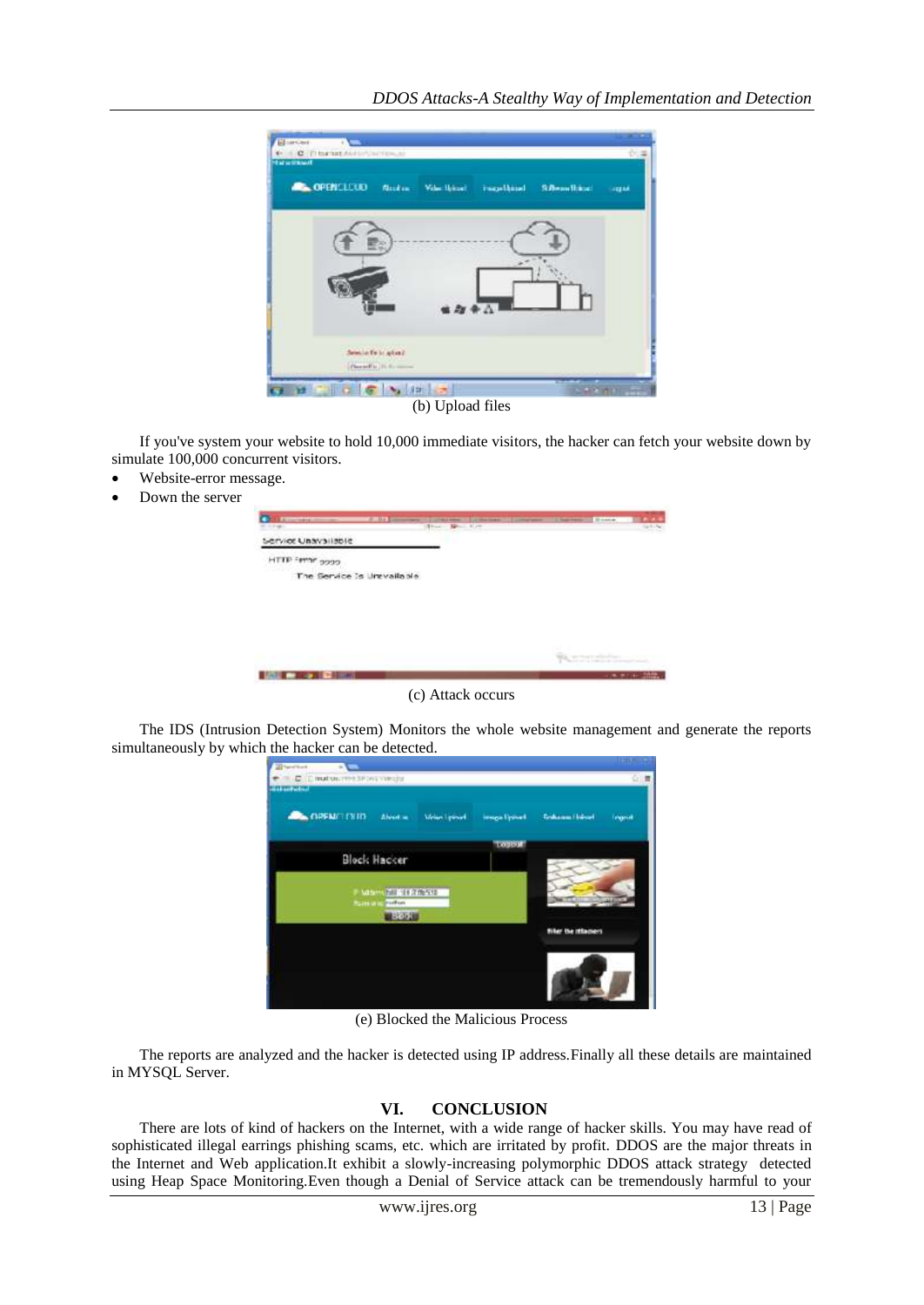(b) Upload files

If you've system your website to hold 10,000 immediate visitors, the hacker can fetch your website down by simulate 100,000 concurrent visitors.

- Website-error message.
- Down the server

(c) Attack occurs

The IDS (Intrusion Detection System) Monitors the whole website management and generate the reports simultaneously by which the hacker can be detected.

(e) Blocked the Malicious Process

The reports are analyzed and the hacker is detected using IP address.Finally all these details are maintained in MYSQL Server.

## VI. CONCLUSION

There are lots of kind of hackers on the Internet, with a wide range of hacker skills. You may have read of sophisticated illegal earrings phishing scams, etc. which are irritated by profit. DDOS are the major threats in the Internet and Web application.It exhibit a slowly-increasing polymorphic DDOS attack strategy detected using Heap Space Monitoring.Even though a Denial of Service attack can be tremendously harmful to your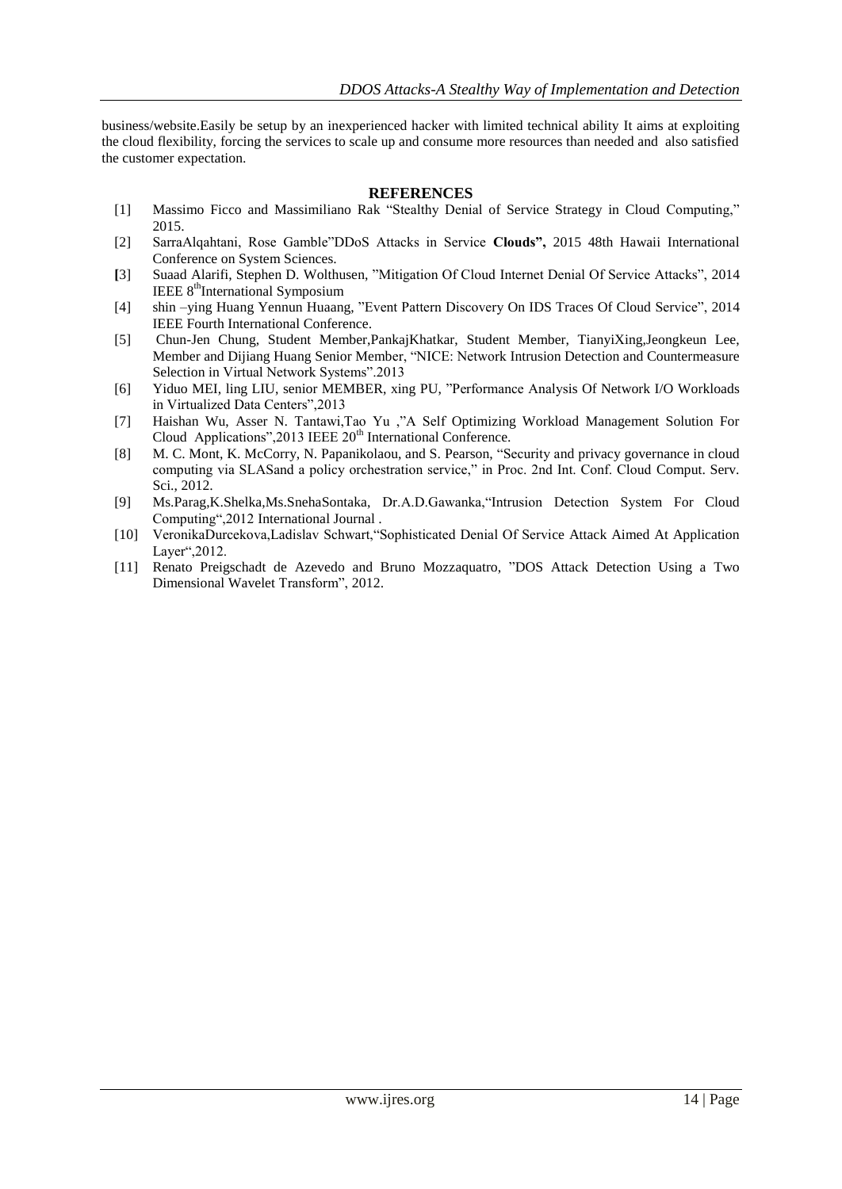business/website.Easily be setup by an inexperienced hacker with limited technical ability It aims at exploiting the cloud flexibility, forcing the services to scale up and consume more resources than needed and also satisfied the customer expectation.

## REFERENCES

[1] Massimo Ficco and Massimiliano Rak "Stealthy Denial of Service Strategy in Cloud Computing," 2015.

[2] SarraAlqahtani, Rose Gamble"DDoS Attacks in Service **Clouds",** 2015 48th Hawaii International Conference on System Sciences.

**[**3] Suaad Alarifi, Stephen D. Wolthusen, "Mitigation Of Cloud Internet Denial Of Service Attacks", 2014 IEEE 8thInternational Symposium

[4] shin –ying Huang Yennun Huaang, "Event Pattern Discovery On IDS Traces Of Cloud Service", 2014 IEEE Fourth International Conference.

[5] Chun-Jen Chung, Student Member,PankajKhatkar, Student Member, TianyiXing,Jeongkeun Lee, Member and Dijiang Huang Senior Member, "NICE: Network Intrusion Detection and Countermeasure Selection in Virtual Network Systems".2013

[6] Yiduo MEI, ling LIU, senior MEMBER, xing PU, "Performance Analysis Of Network I/O Workloads in Virtualized Data Centers",2013

[7] Haishan Wu, Asser N. Tantawi,Tao Yu ,"A Self Optimizing Workload Management Solution For Cloud Applications",2013 IEEE 20th International Conference.

[8] M. C. Mont, K. McCorry, N. Papanikolaou, and S. Pearson, "Security and privacy governance in cloud computing via SLASand a policy orchestration service," in Proc. 2nd Int. Conf. Cloud Comput. Serv. Sci., 2012.

[9] Ms.Parag,K.Shelka,Ms.SnehaSontaka, Dr.A.D.Gawanka,"Intrusion Detection System For Cloud Computing",2012 International Journal .

[10] VeronikaDurcekova,Ladislav Schwart,"Sophisticated Denial Of Service Attack Aimed At Application Layer",2012.

[11] Renato Preigschadt de Azevedo and Bruno Mozzaquatro, "DOS Attack Detection Using a Two Dimensional Wavelet Transform", 2012.